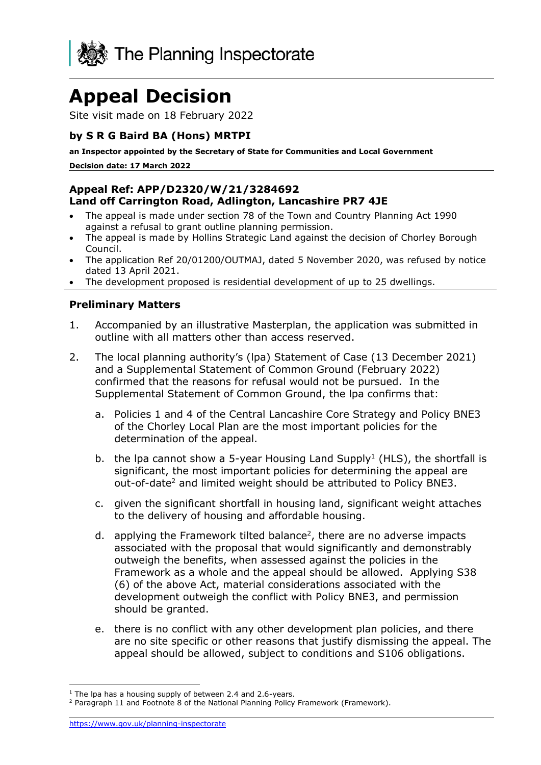The Planning Inspectorate

# Appeal Decision

Site visit made on 18 February 2022

### by S R G Baird BA (Hons) MRTPI

**an Inspector appointed by the Secretary of State for Communities and Local Government**

**Decision date: 17 March 2022**

### Appeal Ref: APP/D2320/W/21/3284692
### Land off Carrington Road, Adlington, Lancashire PR7 4JE

- The appeal is made under section 78 of the Town and Country Planning Act 1990 against a refusal to grant outline planning permission.
- The appeal is made by Hollins Strategic Land against the decision of Chorley Borough Council.
- The application Ref 20/01200/OUTMAJ, dated 5 November 2020, was refused by notice dated 13 April 2021.
- The development proposed is residential development of up to 25 dwellings.

### Preliminary Matters

1. Accompanied by an illustrative Masterplan, the application was submitted in outline with all matters other than access reserved.

2. The local planning authority's (lpa) Statement of Case (13 December 2021) and a Supplemental Statement of Common Ground (February 2022) confirmed that the reasons for refusal would not be pursued. In the Supplemental Statement of Common Ground, the lpa confirms that:

   a. Policies 1 and 4 of the Central Lancashire Core Strategy and Policy BNE3 of the Chorley Local Plan are the most important policies for the determination of the appeal.

   b. the lpa cannot show a 5-year Housing Land Supply[1] (HLS), the shortfall is significant, the most important policies for determining the appeal are out-of-date[2] and limited weight should be attributed to Policy BNE3.

   c. given the significant shortfall in housing land, significant weight attaches to the delivery of housing and affordable housing.

   d. applying the Framework tilted balance[2], there are no adverse impacts associated with the proposal that would significantly and demonstrably outweigh the benefits, when assessed against the policies in the Framework as a whole and the appeal should be allowed. Applying S38 (6) of the above Act, material considerations associated with the development outweigh the conflict with Policy BNE3, and permission should be granted.

   e. there is no conflict with any other development plan policies, and there are no site specific or other reasons that justify dismissing the appeal. The appeal should be allowed, subject to conditions and S106 obligations.

[1] The lpa has a housing supply of between 2.4 and 2.6-years.
[2] Paragraph 11 and Footnote 8 of the National Planning Policy Framework (Framework).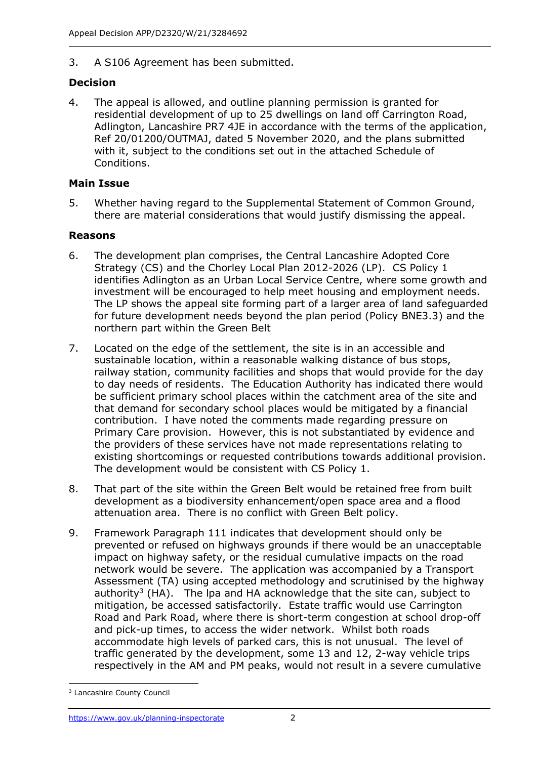3. A S106 Agreement has been submitted.

## Decision

4. The appeal is allowed, and outline planning permission is granted for residential development of up to 25 dwellings on land off Carrington Road, Adlington, Lancashire PR7 4JE in accordance with the terms of the application, Ref 20/01200/OUTMAJ, dated 5 November 2020, and the plans submitted with it, subject to the conditions set out in the attached Schedule of Conditions.

## Main Issue

5. Whether having regard to the Supplemental Statement of Common Ground, there are material considerations that would justify dismissing the appeal.

## Reasons

6. The development plan comprises, the Central Lancashire Adopted Core Strategy (CS) and the Chorley Local Plan 2012-2026 (LP). CS Policy 1 identifies Adlington as an Urban Local Service Centre, where some growth and investment will be encouraged to help meet housing and employment needs. The LP shows the appeal site forming part of a larger area of land safeguarded for future development needs beyond the plan period (Policy BNE3.3) and the northern part within the Green Belt

7. Located on the edge of the settlement, the site is in an accessible and sustainable location, within a reasonable walking distance of bus stops, railway station, community facilities and shops that would provide for the day to day needs of residents. The Education Authority has indicated there would be sufficient primary school places within the catchment area of the site and that demand for secondary school places would be mitigated by a financial contribution. I have noted the comments made regarding pressure on Primary Care provision. However, this is not substantiated by evidence and the providers of these services have not made representations relating to existing shortcomings or requested contributions towards additional provision. The development would be consistent with CS Policy 1.

8. That part of the site within the Green Belt would be retained free from built development as a biodiversity enhancement/open space area and a flood attenuation area. There is no conflict with Green Belt policy.

9. Framework Paragraph 111 indicates that development should only be prevented or refused on highways grounds if there would be an unacceptable impact on highway safety, or the residual cumulative impacts on the road network would be severe. The application was accompanied by a Transport Assessment (TA) using accepted methodology and scrutinised by the highway authority[3] (HA). The lpa and HA acknowledge that the site can, subject to mitigation, be accessed satisfactorily. Estate traffic would use Carrington Road and Park Road, where there is short-term congestion at school drop-off and pick-up times, to access the wider network. Whilst both roads accommodate high levels of parked cars, this is not unusual. The level of traffic generated by the development, some 13 and 12, 2-way vehicle trips respectively in the AM and PM peaks, would not result in a severe cumulative

[3] Lancashire County Council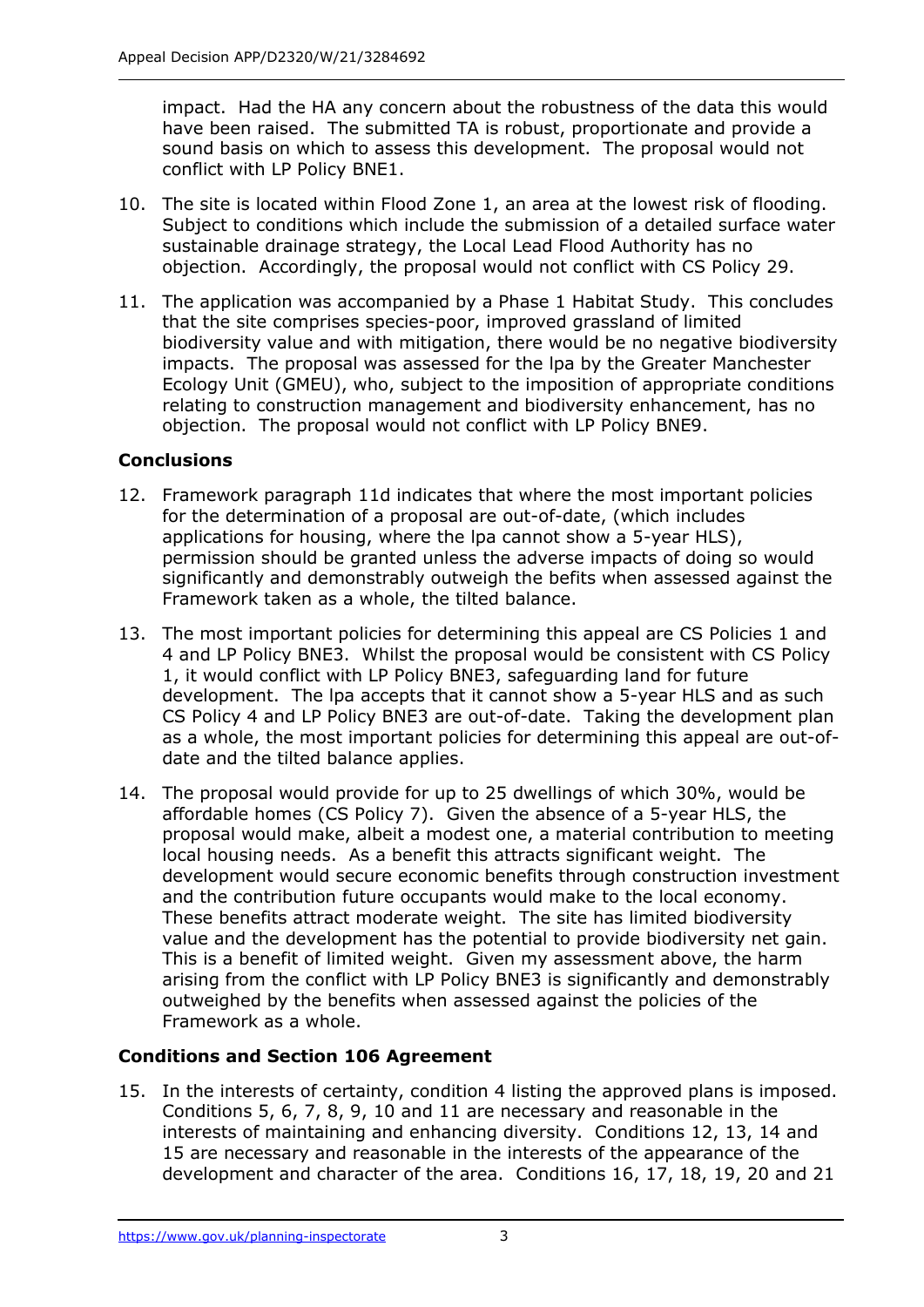impact. Had the HA any concern about the robustness of the data this would have been raised. The submitted TA is robust, proportionate and provide a sound basis on which to assess this development. The proposal would not conflict with LP Policy BNE1.

10. The site is located within Flood Zone 1, an area at the lowest risk of flooding. Subject to conditions which include the submission of a detailed surface water sustainable drainage strategy, the Local Lead Flood Authority has no objection. Accordingly, the proposal would not conflict with CS Policy 29.

11. The application was accompanied by a Phase 1 Habitat Study. This concludes that the site comprises species-poor, improved grassland of limited biodiversity value and with mitigation, there would be no negative biodiversity impacts. The proposal was assessed for the lpa by the Greater Manchester Ecology Unit (GMEU), who, subject to the imposition of appropriate conditions relating to construction management and biodiversity enhancement, has no objection. The proposal would not conflict with LP Policy BNE9.

## Conclusions

12. Framework paragraph 11d indicates that where the most important policies for the determination of a proposal are out-of-date, (which includes applications for housing, where the lpa cannot show a 5-year HLS), permission should be granted unless the adverse impacts of doing so would significantly and demonstrably outweigh the befits when assessed against the Framework taken as a whole, the tilted balance.

13. The most important policies for determining this appeal are CS Policies 1 and 4 and LP Policy BNE3. Whilst the proposal would be consistent with CS Policy 1, it would conflict with LP Policy BNE3, safeguarding land for future development. The lpa accepts that it cannot show a 5-year HLS and as such CS Policy 4 and LP Policy BNE3 are out-of-date. Taking the development plan as a whole, the most important policies for determining this appeal are out-of-date and the tilted balance applies.

14. The proposal would provide for up to 25 dwellings of which 30%, would be affordable homes (CS Policy 7). Given the absence of a 5-year HLS, the proposal would make, albeit a modest one, a material contribution to meeting local housing needs. As a benefit this attracts significant weight. The development would secure economic benefits through construction investment and the contribution future occupants would make to the local economy. These benefits attract moderate weight. The site has limited biodiversity value and the development has the potential to provide biodiversity net gain. This is a benefit of limited weight. Given my assessment above, the harm arising from the conflict with LP Policy BNE3 is significantly and demonstrably outweighed by the benefits when assessed against the policies of the Framework as a whole.

## Conditions and Section 106 Agreement

15. In the interests of certainty, condition 4 listing the approved plans is imposed. Conditions 5, 6, 7, 8, 9, 10 and 11 are necessary and reasonable in the interests of maintaining and enhancing diversity. Conditions 12, 13, 14 and 15 are necessary and reasonable in the interests of the appearance of the development and character of the area. Conditions 16, 17, 18, 19, 20 and 21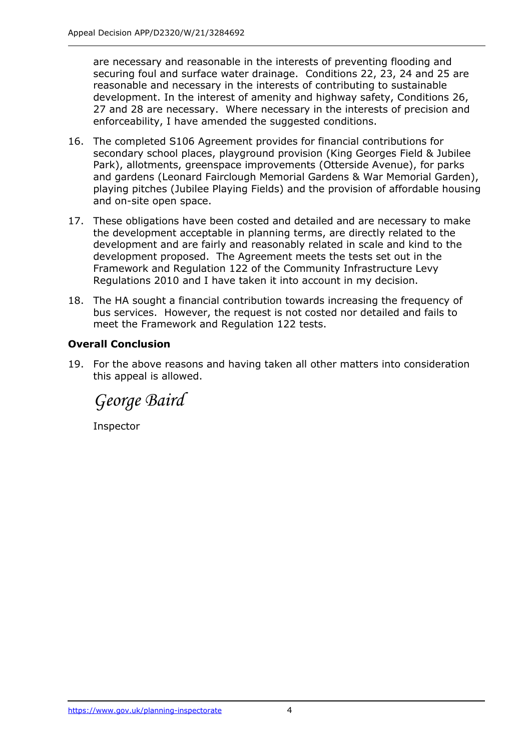are necessary and reasonable in the interests of preventing flooding and securing foul and surface water drainage. Conditions 22, 23, 24 and 25 are reasonable and necessary in the interests of contributing to sustainable development. In the interest of amenity and highway safety, Conditions 26, 27 and 28 are necessary. Where necessary in the interests of precision and enforceability, I have amended the suggested conditions.

16. The completed S106 Agreement provides for financial contributions for secondary school places, playground provision (King Georges Field & Jubilee Park), allotments, greenspace improvements (Otterside Avenue), for parks and gardens (Leonard Fairclough Memorial Gardens & War Memorial Garden), playing pitches (Jubilee Playing Fields) and the provision of affordable housing and on-site open space.

17. These obligations have been costed and detailed and are necessary to make the development acceptable in planning terms, are directly related to the development and are fairly and reasonably related in scale and kind to the development proposed. The Agreement meets the tests set out in the Framework and Regulation 122 of the Community Infrastructure Levy Regulations 2010 and I have taken it into account in my decision.

18. The HA sought a financial contribution towards increasing the frequency of bus services. However, the request is not costed nor detailed and fails to meet the Framework and Regulation 122 tests.

**Overall Conclusion**

19. For the above reasons and having taken all other matters into consideration this appeal is allowed.

*George Baird*

Inspector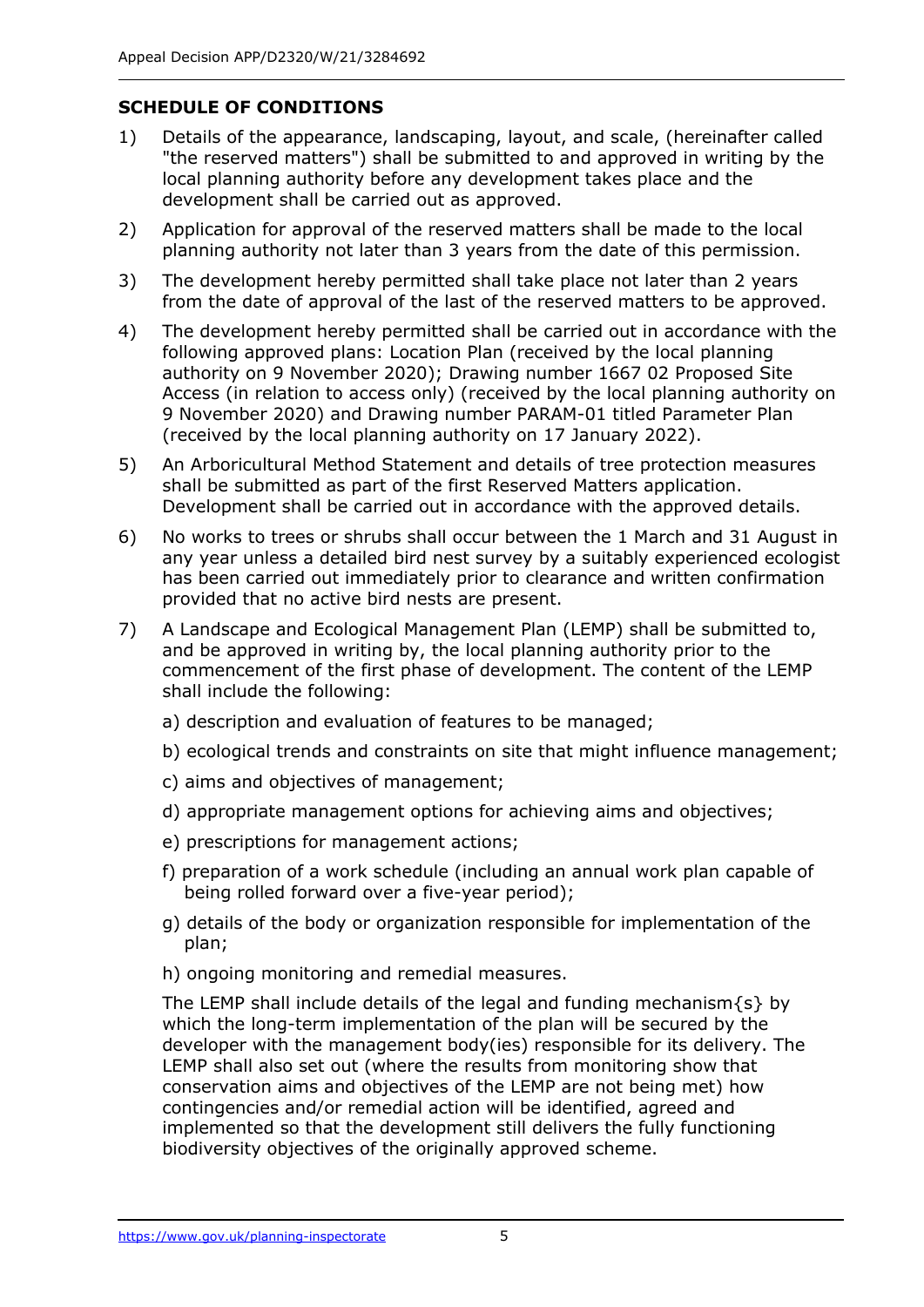## SCHEDULE OF CONDITIONS

1) Details of the appearance, landscaping, layout, and scale, (hereinafter called "the reserved matters") shall be submitted to and approved in writing by the local planning authority before any development takes place and the development shall be carried out as approved.

2) Application for approval of the reserved matters shall be made to the local planning authority not later than 3 years from the date of this permission.

3) The development hereby permitted shall take place not later than 2 years from the date of approval of the last of the reserved matters to be approved.

4) The development hereby permitted shall be carried out in accordance with the following approved plans: Location Plan (received by the local planning authority on 9 November 2020); Drawing number 1667 02 Proposed Site Access (in relation to access only) (received by the local planning authority on 9 November 2020) and Drawing number PARAM-01 titled Parameter Plan (received by the local planning authority on 17 January 2022).

5) An Arboricultural Method Statement and details of tree protection measures shall be submitted as part of the first Reserved Matters application. Development shall be carried out in accordance with the approved details.

6) No works to trees or shrubs shall occur between the 1 March and 31 August in any year unless a detailed bird nest survey by a suitably experienced ecologist has been carried out immediately prior to clearance and written confirmation provided that no active bird nests are present.

7) A Landscape and Ecological Management Plan (LEMP) shall be submitted to, and be approved in writing by, the local planning authority prior to the commencement of the first phase of development. The content of the LEMP shall include the following:

   a) description and evaluation of features to be managed;

   b) ecological trends and constraints on site that might influence management;

   c) aims and objectives of management;

   d) appropriate management options for achieving aims and objectives;

   e) prescriptions for management actions;

   f) preparation of a work schedule (including an annual work plan capable of being rolled forward over a five-year period);

   g) details of the body or organization responsible for implementation of the plan;

   h) ongoing monitoring and remedial measures.

   The LEMP shall include details of the legal and funding mechanism{s} by which the long-term implementation of the plan will be secured by the developer with the management body(ies) responsible for its delivery. The LEMP shall also set out (where the results from monitoring show that conservation aims and objectives of the LEMP are not being met) how contingencies and/or remedial action will be identified, agreed and implemented so that the development still delivers the fully functioning biodiversity objectives of the originally approved scheme.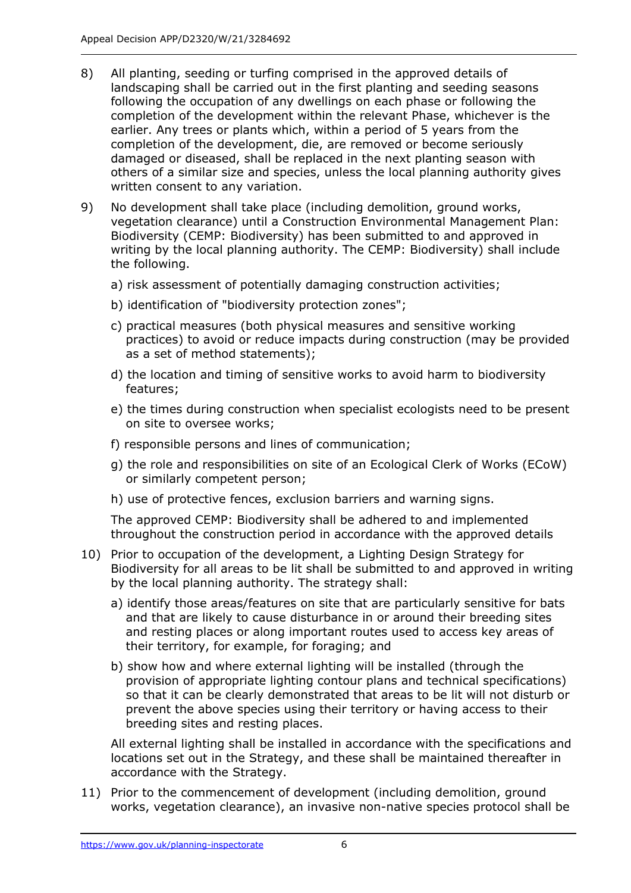8) All planting, seeding or turfing comprised in the approved details of landscaping shall be carried out in the first planting and seeding seasons following the occupation of any dwellings on each phase or following the completion of the development within the relevant Phase, whichever is the earlier. Any trees or plants which, within a period of 5 years from the completion of the development, die, are removed or become seriously damaged or diseased, shall be replaced in the next planting season with others of a similar size and species, unless the local planning authority gives written consent to any variation.

9) No development shall take place (including demolition, ground works, vegetation clearance) until a Construction Environmental Management Plan: Biodiversity (CEMP: Biodiversity) has been submitted to and approved in writing by the local planning authority. The CEMP: Biodiversity) shall include the following.

   a) risk assessment of potentially damaging construction activities;

   b) identification of "biodiversity protection zones";

   c) practical measures (both physical measures and sensitive working practices) to avoid or reduce impacts during construction (may be provided as a set of method statements);

   d) the location and timing of sensitive works to avoid harm to biodiversity features;

   e) the times during construction when specialist ecologists need to be present on site to oversee works;

   f) responsible persons and lines of communication;

   g) the role and responsibilities on site of an Ecological Clerk of Works (ECoW) or similarly competent person;

   h) use of protective fences, exclusion barriers and warning signs.

   The approved CEMP: Biodiversity shall be adhered to and implemented throughout the construction period in accordance with the approved details

10) Prior to occupation of the development, a Lighting Design Strategy for Biodiversity for all areas to be lit shall be submitted to and approved in writing by the local planning authority. The strategy shall:

   a) identify those areas/features on site that are particularly sensitive for bats and that are likely to cause disturbance in or around their breeding sites and resting places or along important routes used to access key areas of their territory, for example, for foraging; and

   b) show how and where external lighting will be installed (through the provision of appropriate lighting contour plans and technical specifications) so that it can be clearly demonstrated that areas to be lit will not disturb or prevent the above species using their territory or having access to their breeding sites and resting places.

   All external lighting shall be installed in accordance with the specifications and locations set out in the Strategy, and these shall be maintained thereafter in accordance with the Strategy.

11) Prior to the commencement of development (including demolition, ground works, vegetation clearance), an invasive non-native species protocol shall be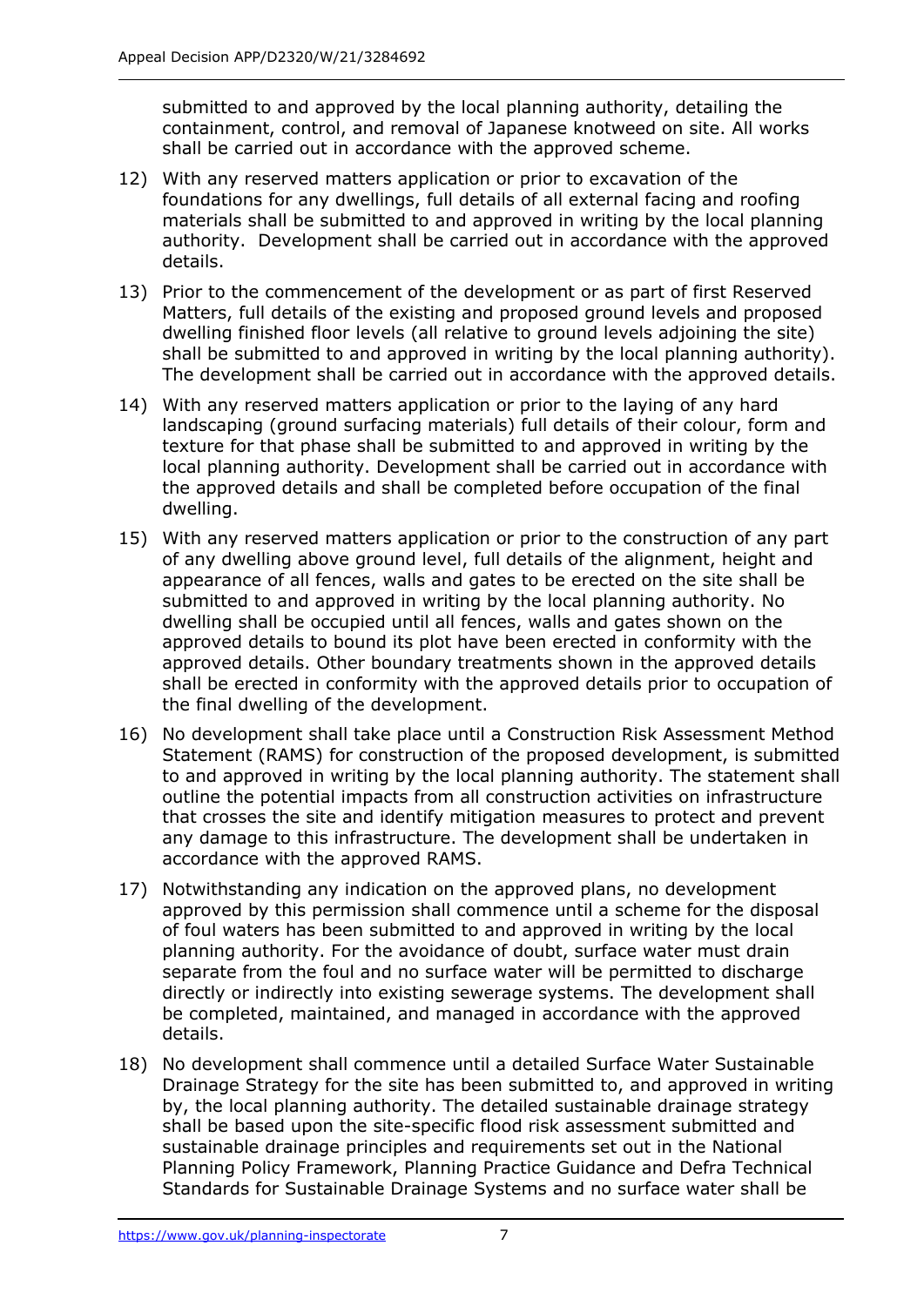submitted to and approved by the local planning authority, detailing the containment, control, and removal of Japanese knotweed on site. All works shall be carried out in accordance with the approved scheme.

12) With any reserved matters application or prior to excavation of the foundations for any dwellings, full details of all external facing and roofing materials shall be submitted to and approved in writing by the local planning authority. Development shall be carried out in accordance with the approved details.

13) Prior to the commencement of the development or as part of first Reserved Matters, full details of the existing and proposed ground levels and proposed dwelling finished floor levels (all relative to ground levels adjoining the site) shall be submitted to and approved in writing by the local planning authority). The development shall be carried out in accordance with the approved details.

14) With any reserved matters application or prior to the laying of any hard landscaping (ground surfacing materials) full details of their colour, form and texture for that phase shall be submitted to and approved in writing by the local planning authority. Development shall be carried out in accordance with the approved details and shall be completed before occupation of the final dwelling.

15) With any reserved matters application or prior to the construction of any part of any dwelling above ground level, full details of the alignment, height and appearance of all fences, walls and gates to be erected on the site shall be submitted to and approved in writing by the local planning authority. No dwelling shall be occupied until all fences, walls and gates shown on the approved details to bound its plot have been erected in conformity with the approved details. Other boundary treatments shown in the approved details shall be erected in conformity with the approved details prior to occupation of the final dwelling of the development.

16) No development shall take place until a Construction Risk Assessment Method Statement (RAMS) for construction of the proposed development, is submitted to and approved in writing by the local planning authority. The statement shall outline the potential impacts from all construction activities on infrastructure that crosses the site and identify mitigation measures to protect and prevent any damage to this infrastructure. The development shall be undertaken in accordance with the approved RAMS.

17) Notwithstanding any indication on the approved plans, no development approved by this permission shall commence until a scheme for the disposal of foul waters has been submitted to and approved in writing by the local planning authority. For the avoidance of doubt, surface water must drain separate from the foul and no surface water will be permitted to discharge directly or indirectly into existing sewerage systems. The development shall be completed, maintained, and managed in accordance with the approved details.

18) No development shall commence until a detailed Surface Water Sustainable Drainage Strategy for the site has been submitted to, and approved in writing by, the local planning authority. The detailed sustainable drainage strategy shall be based upon the site-specific flood risk assessment submitted and sustainable drainage principles and requirements set out in the National Planning Policy Framework, Planning Practice Guidance and Defra Technical Standards for Sustainable Drainage Systems and no surface water shall be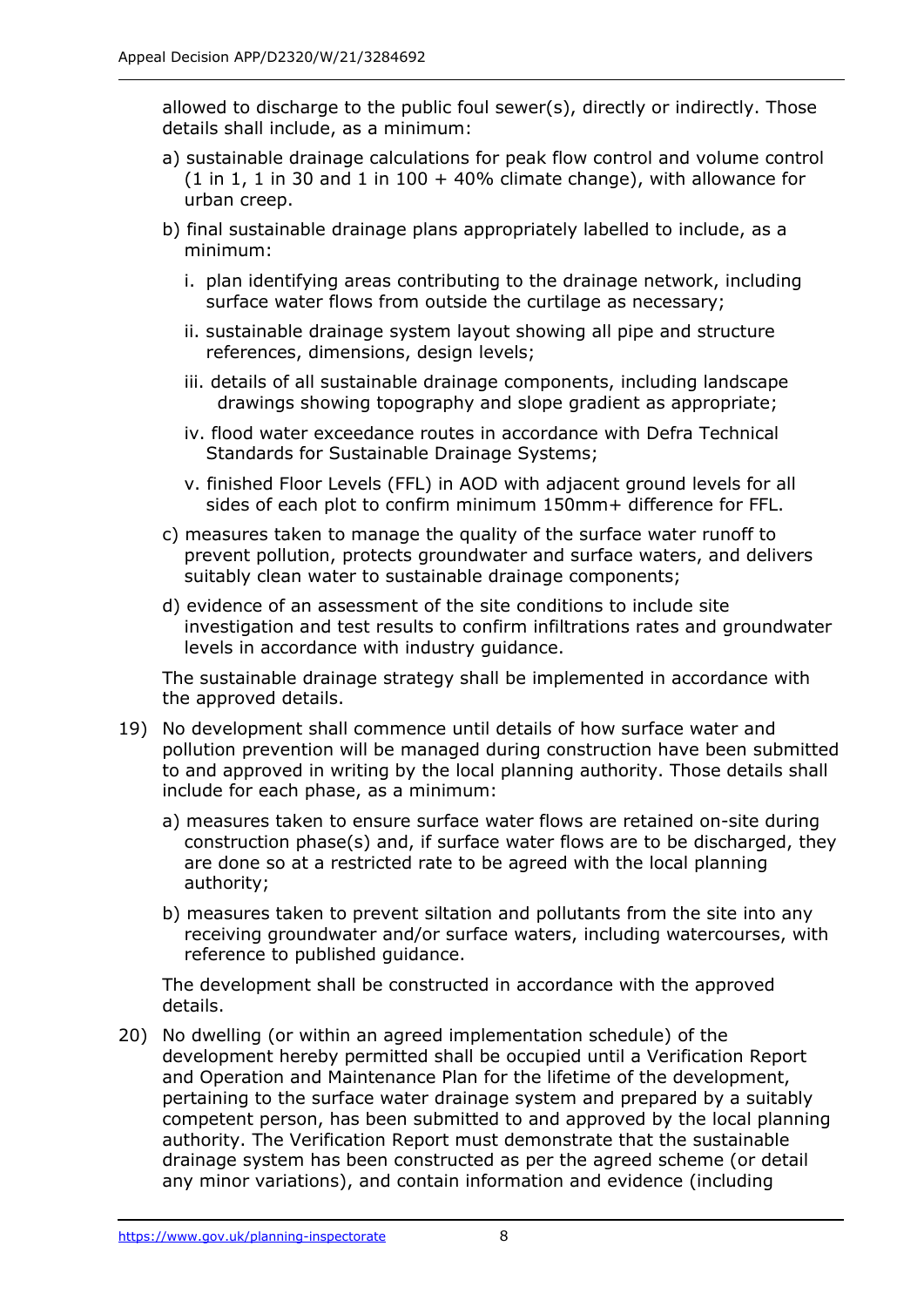allowed to discharge to the public foul sewer(s), directly or indirectly. Those details shall include, as a minimum:

a) sustainable drainage calculations for peak flow control and volume control (1 in 1, 1 in 30 and 1 in 100 + 40% climate change), with allowance for urban creep.

b) final sustainable drainage plans appropriately labelled to include, as a minimum:

   i. plan identifying areas contributing to the drainage network, including surface water flows from outside the curtilage as necessary;

   ii. sustainable drainage system layout showing all pipe and structure references, dimensions, design levels;

   iii. details of all sustainable drainage components, including landscape drawings showing topography and slope gradient as appropriate;

   iv. flood water exceedance routes in accordance with Defra Technical Standards for Sustainable Drainage Systems;

   v. finished Floor Levels (FFL) in AOD with adjacent ground levels for all sides of each plot to confirm minimum 150mm+ difference for FFL.

c) measures taken to manage the quality of the surface water runoff to prevent pollution, protects groundwater and surface waters, and delivers suitably clean water to sustainable drainage components;

d) evidence of an assessment of the site conditions to include site investigation and test results to confirm infiltrations rates and groundwater levels in accordance with industry guidance.

The sustainable drainage strategy shall be implemented in accordance with the approved details.

19) No development shall commence until details of how surface water and pollution prevention will be managed during construction have been submitted to and approved in writing by the local planning authority. Those details shall include for each phase, as a minimum:

   a) measures taken to ensure surface water flows are retained on-site during construction phase(s) and, if surface water flows are to be discharged, they are done so at a restricted rate to be agreed with the local planning authority;

   b) measures taken to prevent siltation and pollutants from the site into any receiving groundwater and/or surface waters, including watercourses, with reference to published guidance.

   The development shall be constructed in accordance with the approved details.

20) No dwelling (or within an agreed implementation schedule) of the development hereby permitted shall be occupied until a Verification Report and Operation and Maintenance Plan for the lifetime of the development, pertaining to the surface water drainage system and prepared by a suitably competent person, has been submitted to and approved by the local planning authority. The Verification Report must demonstrate that the sustainable drainage system has been constructed as per the agreed scheme (or detail any minor variations), and contain information and evidence (including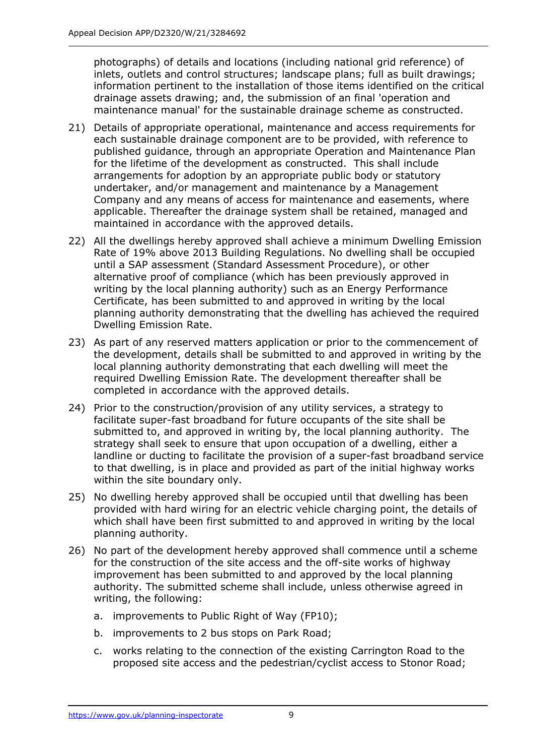photographs) of details and locations (including national grid reference) of inlets, outlets and control structures; landscape plans; full as built drawings; information pertinent to the installation of those items identified on the critical drainage assets drawing; and, the submission of an final 'operation and maintenance manual' for the sustainable drainage scheme as constructed.

21) Details of appropriate operational, maintenance and access requirements for each sustainable drainage component are to be provided, with reference to published guidance, through an appropriate Operation and Maintenance Plan for the lifetime of the development as constructed. This shall include arrangements for adoption by an appropriate public body or statutory undertaker, and/or management and maintenance by a Management Company and any means of access for maintenance and easements, where applicable. Thereafter the drainage system shall be retained, managed and maintained in accordance with the approved details.

22) All the dwellings hereby approved shall achieve a minimum Dwelling Emission Rate of 19% above 2013 Building Regulations. No dwelling shall be occupied until a SAP assessment (Standard Assessment Procedure), or other alternative proof of compliance (which has been previously approved in writing by the local planning authority) such as an Energy Performance Certificate, has been submitted to and approved in writing by the local planning authority demonstrating that the dwelling has achieved the required Dwelling Emission Rate.

23) As part of any reserved matters application or prior to the commencement of the development, details shall be submitted to and approved in writing by the local planning authority demonstrating that each dwelling will meet the required Dwelling Emission Rate. The development thereafter shall be completed in accordance with the approved details.

24) Prior to the construction/provision of any utility services, a strategy to facilitate super-fast broadband for future occupants of the site shall be submitted to, and approved in writing by, the local planning authority. The strategy shall seek to ensure that upon occupation of a dwelling, either a landline or ducting to facilitate the provision of a super-fast broadband service to that dwelling, is in place and provided as part of the initial highway works within the site boundary only.

25) No dwelling hereby approved shall be occupied until that dwelling has been provided with hard wiring for an electric vehicle charging point, the details of which shall have been first submitted to and approved in writing by the local planning authority.

26) No part of the development hereby approved shall commence until a scheme for the construction of the site access and the off-site works of highway improvement has been submitted to and approved by the local planning authority. The submitted scheme shall include, unless otherwise agreed in writing, the following:

    a. improvements to Public Right of Way (FP10);

    b. improvements to 2 bus stops on Park Road;

    c. works relating to the connection of the existing Carrington Road to the proposed site access and the pedestrian/cyclist access to Stonor Road;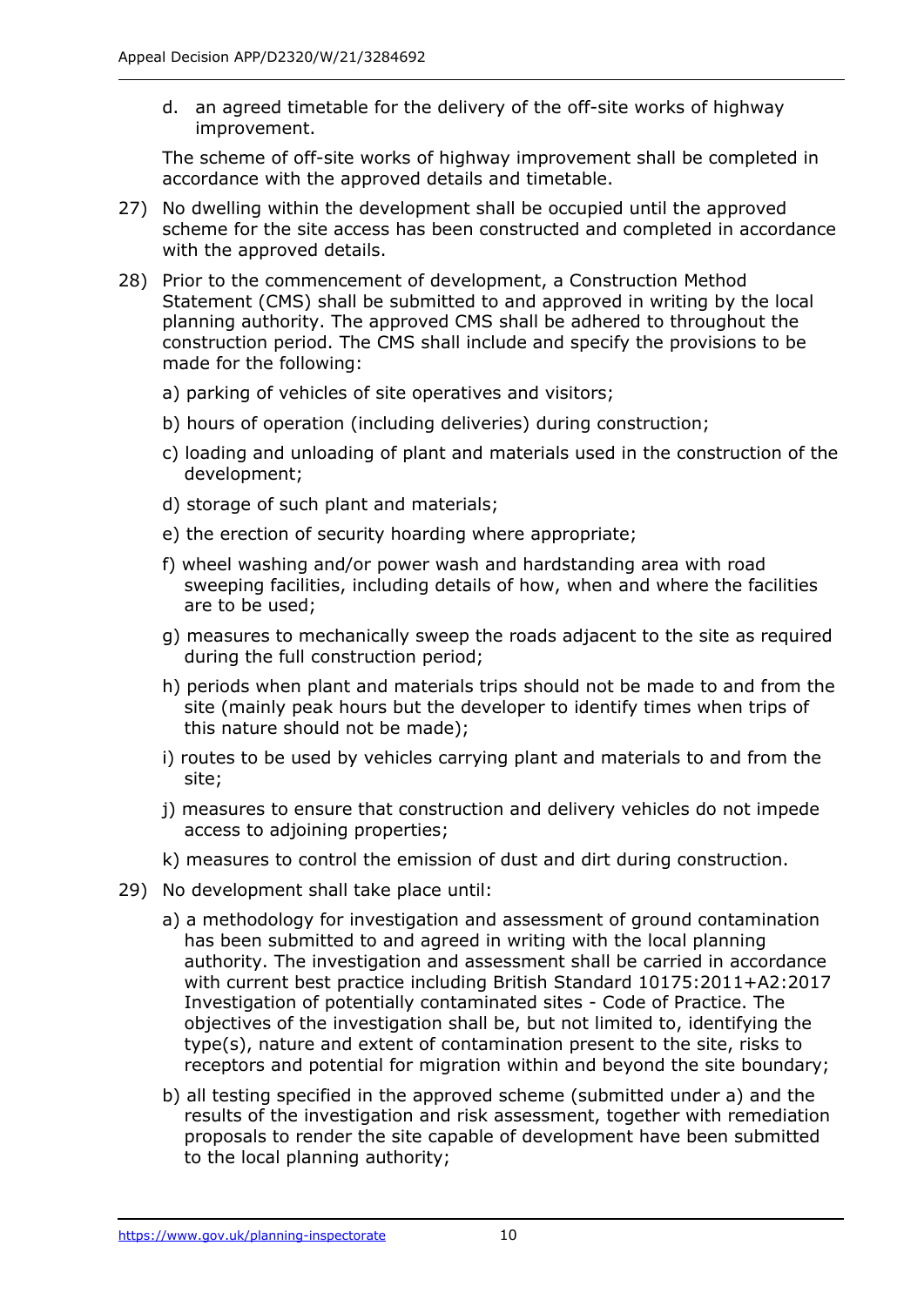d. an agreed timetable for the delivery of the off-site works of highway improvement.

The scheme of off-site works of highway improvement shall be completed in accordance with the approved details and timetable.

27) No dwelling within the development shall be occupied until the approved scheme for the site access has been constructed and completed in accordance with the approved details.

28) Prior to the commencement of development, a Construction Method Statement (CMS) shall be submitted to and approved in writing by the local planning authority. The approved CMS shall be adhered to throughout the construction period. The CMS shall include and specify the provisions to be made for the following:

    a) parking of vehicles of site operatives and visitors;

    b) hours of operation (including deliveries) during construction;

    c) loading and unloading of plant and materials used in the construction of the development;

    d) storage of such plant and materials;

    e) the erection of security hoarding where appropriate;

    f) wheel washing and/or power wash and hardstanding area with road sweeping facilities, including details of how, when and where the facilities are to be used;

    g) measures to mechanically sweep the roads adjacent to the site as required during the full construction period;

    h) periods when plant and materials trips should not be made to and from the site (mainly peak hours but the developer to identify times when trips of this nature should not be made);

    i) routes to be used by vehicles carrying plant and materials to and from the site;

    j) measures to ensure that construction and delivery vehicles do not impede access to adjoining properties;

    k) measures to control the emission of dust and dirt during construction.

29) No development shall take place until:

    a) a methodology for investigation and assessment of ground contamination has been submitted to and agreed in writing with the local planning authority. The investigation and assessment shall be carried in accordance with current best practice including British Standard 10175:2011+A2:2017 Investigation of potentially contaminated sites - Code of Practice. The objectives of the investigation shall be, but not limited to, identifying the type(s), nature and extent of contamination present to the site, risks to receptors and potential for migration within and beyond the site boundary;

    b) all testing specified in the approved scheme (submitted under a) and the results of the investigation and risk assessment, together with remediation proposals to render the site capable of development have been submitted to the local planning authority;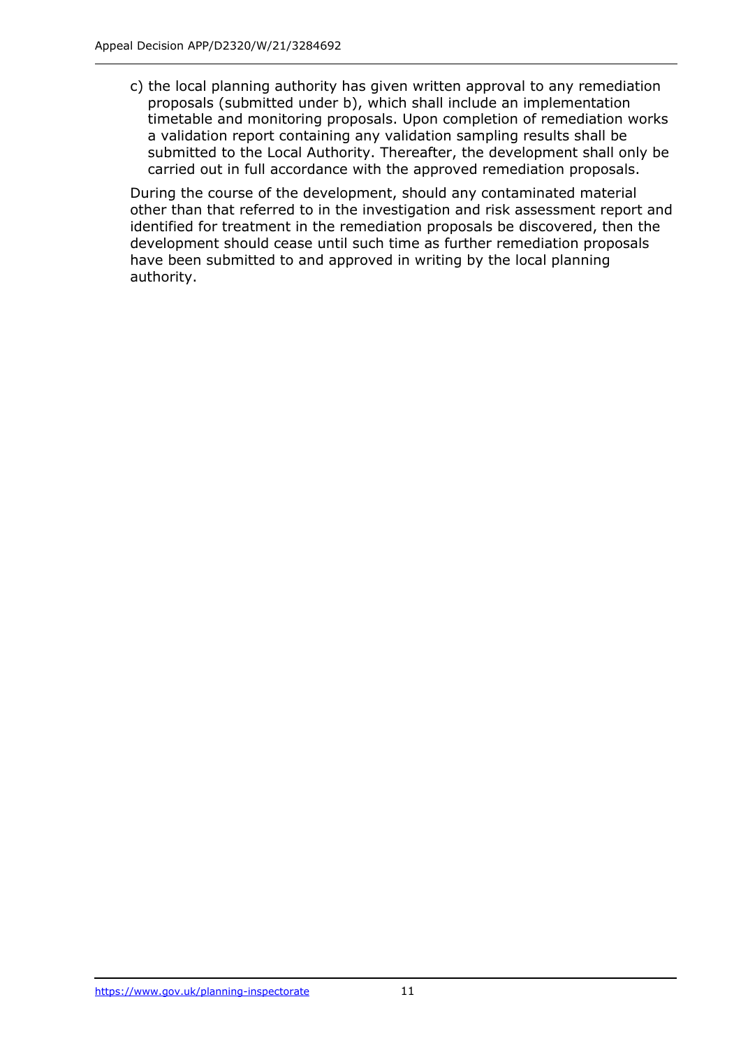c) the local planning authority has given written approval to any remediation proposals (submitted under b), which shall include an implementation timetable and monitoring proposals. Upon completion of remediation works a validation report containing any validation sampling results shall be submitted to the Local Authority. Thereafter, the development shall only be carried out in full accordance with the approved remediation proposals.

During the course of the development, should any contaminated material other than that referred to in the investigation and risk assessment report and identified for treatment in the remediation proposals be discovered, then the development should cease until such time as further remediation proposals have been submitted to and approved in writing by the local planning authority.